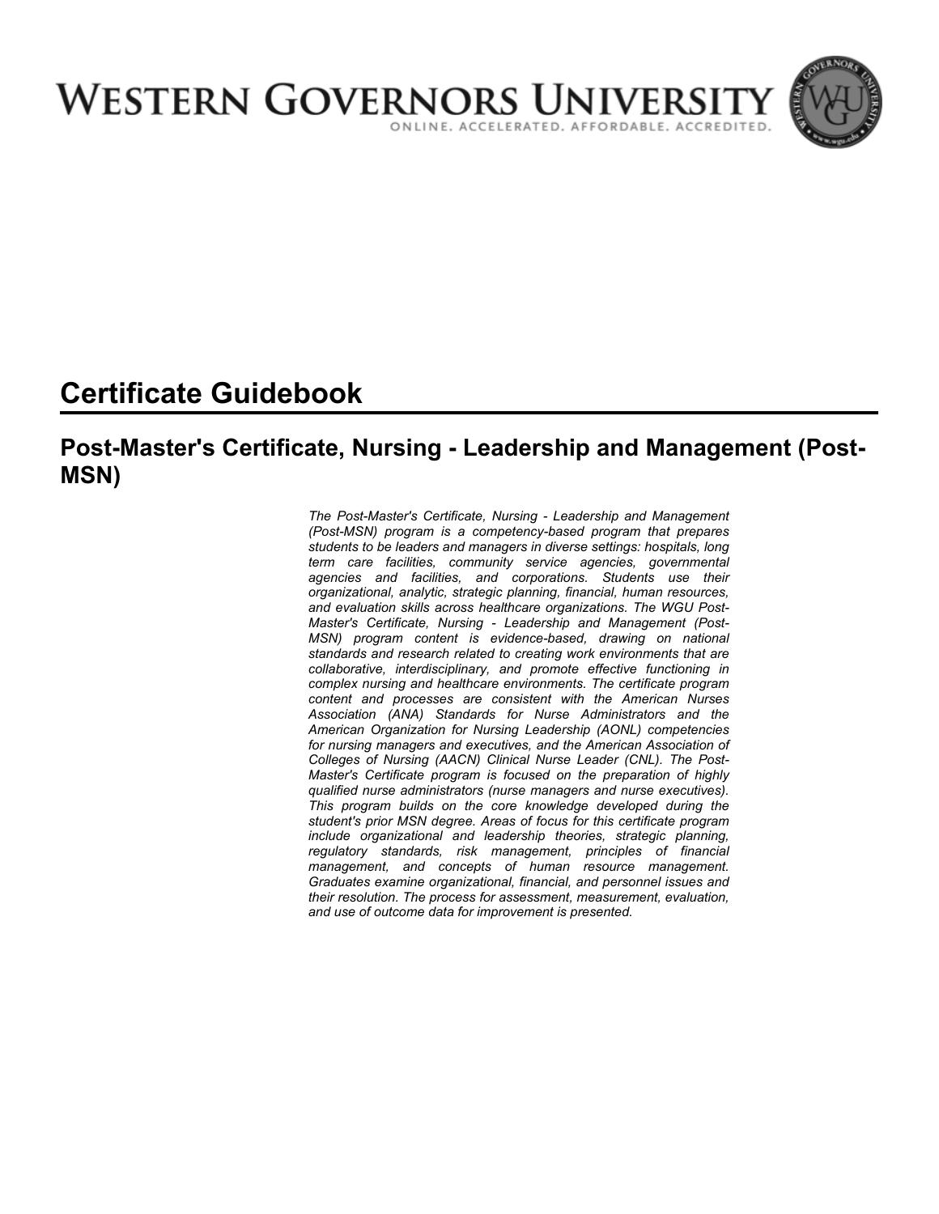# Western Governors University

ONLINE. ACCELERATED. AFFORDABLE. ACCREDITED.

## Certificate Guidebook

### Post-Master's Certificate, Nursing - Leadership and Management (Post-MSN)

*The Post-Master's Certificate, Nursing - Leadership and Management (Post-MSN) program is a competency-based program that prepares students to be leaders and managers in diverse settings: hospitals, long term care facilities, community service agencies, governmental agencies and facilities, and corporations. Students use their organizational, analytic, strategic planning, financial, human resources, and evaluation skills across healthcare organizations. The WGU Post-Master's Certificate, Nursing - Leadership and Management (Post-MSN) program content is evidence-based, drawing on national standards and research related to creating work environments that are collaborative, interdisciplinary, and promote effective functioning in complex nursing and healthcare environments. The certificate program content and processes are consistent with the American Nurses Association (ANA) Standards for Nurse Administrators and the American Organization for Nursing Leadership (AONL) competencies for nursing managers and executives, and the American Association of Colleges of Nursing (AACN) Clinical Nurse Leader (CNL). The Post-Master's Certificate program is focused on the preparation of highly qualified nurse administrators (nurse managers and nurse executives). This program builds on the core knowledge developed during the student's prior MSN degree. Areas of focus for this certificate program include organizational and leadership theories, strategic planning, regulatory standards, risk management, principles of financial management, and concepts of human resource management. Graduates examine organizational, financial, and personnel issues and their resolution. The process for assessment, measurement, evaluation, and use of outcome data for improvement is presented.*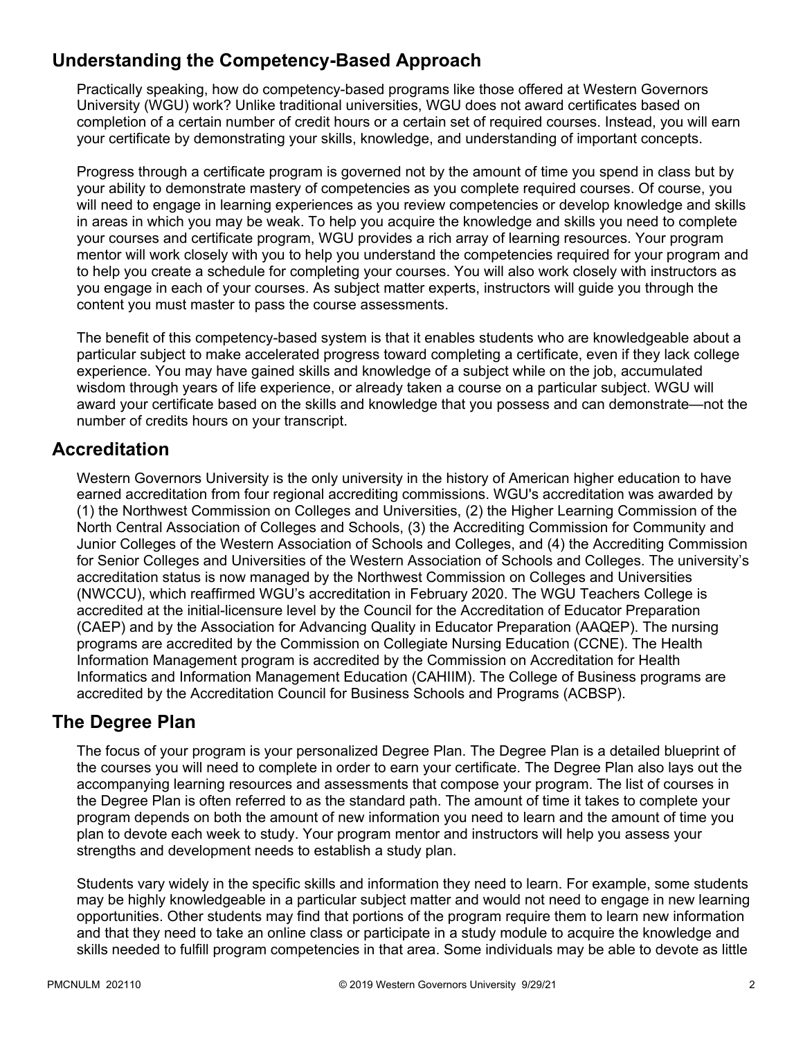## Understanding the Competency-Based Approach

Practically speaking, how do competency-based programs like those offered at Western Governors University (WGU) work? Unlike traditional universities, WGU does not award certificates based on completion of a certain number of credit hours or a certain set of required courses. Instead, you will earn your certificate by demonstrating your skills, knowledge, and understanding of important concepts.

Progress through a certificate program is governed not by the amount of time you spend in class but by your ability to demonstrate mastery of competencies as you complete required courses. Of course, you will need to engage in learning experiences as you review competencies or develop knowledge and skills in areas in which you may be weak. To help you acquire the knowledge and skills you need to complete your courses and certificate program, WGU provides a rich array of learning resources. Your program mentor will work closely with you to help you understand the competencies required for your program and to help you create a schedule for completing your courses. You will also work closely with instructors as you engage in each of your courses. As subject matter experts, instructors will guide you through the content you must master to pass the course assessments.

The benefit of this competency-based system is that it enables students who are knowledgeable about a particular subject to make accelerated progress toward completing a certificate, even if they lack college experience. You may have gained skills and knowledge of a subject while on the job, accumulated wisdom through years of life experience, or already taken a course on a particular subject. WGU will award your certificate based on the skills and knowledge that you possess and can demonstrate—not the number of credits hours on your transcript.

## Accreditation

Western Governors University is the only university in the history of American higher education to have earned accreditation from four regional accrediting commissions. WGU's accreditation was awarded by (1) the Northwest Commission on Colleges and Universities, (2) the Higher Learning Commission of the North Central Association of Colleges and Schools, (3) the Accrediting Commission for Community and Junior Colleges of the Western Association of Schools and Colleges, and (4) the Accrediting Commission for Senior Colleges and Universities of the Western Association of Schools and Colleges. The university's accreditation status is now managed by the Northwest Commission on Colleges and Universities (NWCCU), which reaffirmed WGU's accreditation in February 2020. The WGU Teachers College is accredited at the initial-licensure level by the Council for the Accreditation of Educator Preparation (CAEP) and by the Association for Advancing Quality in Educator Preparation (AAQEP). The nursing programs are accredited by the Commission on Collegiate Nursing Education (CCNE). The Health Information Management program is accredited by the Commission on Accreditation for Health Informatics and Information Management Education (CAHIIM). The College of Business programs are accredited by the Accreditation Council for Business Schools and Programs (ACBSP).

## The Degree Plan

The focus of your program is your personalized Degree Plan. The Degree Plan is a detailed blueprint of the courses you will need to complete in order to earn your certificate. The Degree Plan also lays out the accompanying learning resources and assessments that compose your program. The list of courses in the Degree Plan is often referred to as the standard path. The amount of time it takes to complete your program depends on both the amount of new information you need to learn and the amount of time you plan to devote each week to study. Your program mentor and instructors will help you assess your strengths and development needs to establish a study plan.

Students vary widely in the specific skills and information they need to learn. For example, some students may be highly knowledgeable in a particular subject matter and would not need to engage in new learning opportunities. Other students may find that portions of the program require them to learn new information and that they need to take an online class or participate in a study module to acquire the knowledge and skills needed to fulfill program competencies in that area. Some individuals may be able to devote as little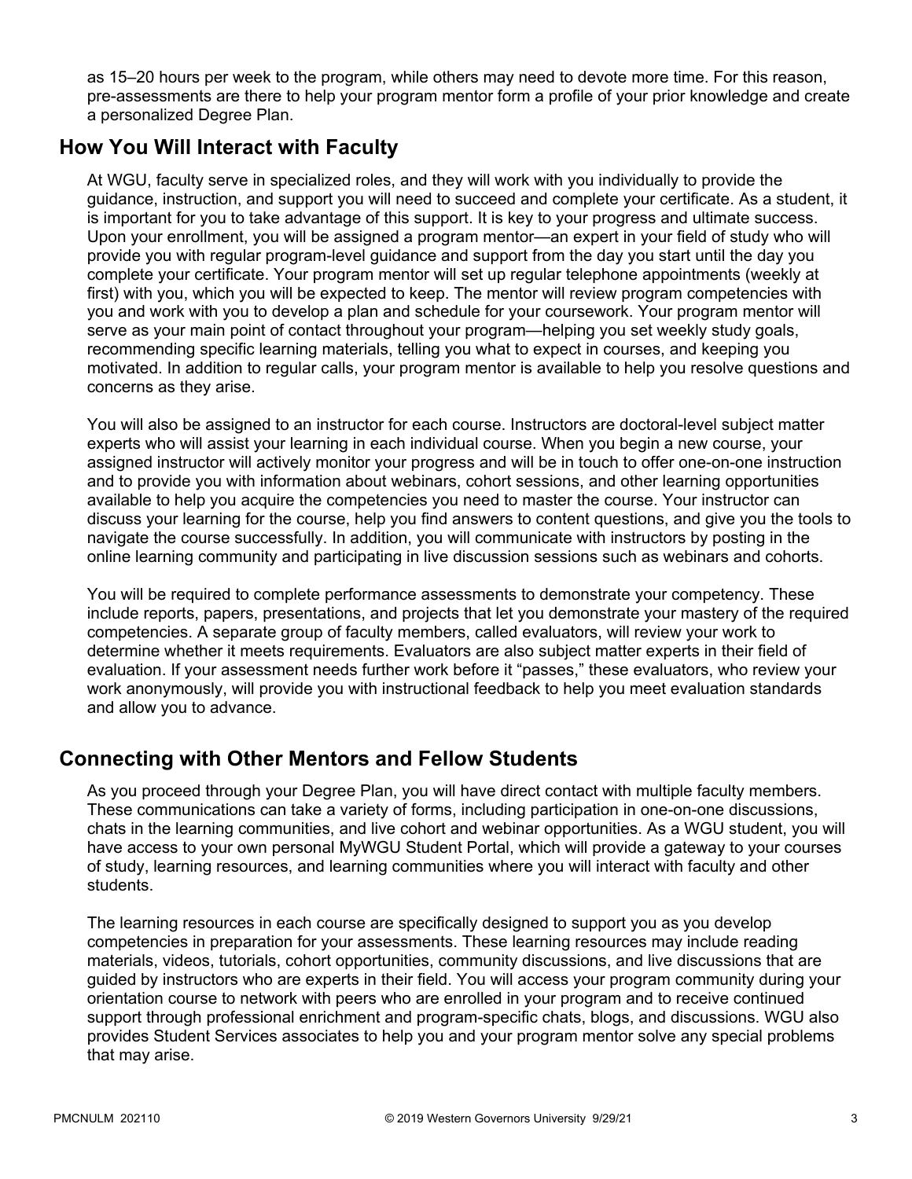as 15–20 hours per week to the program, while others may need to devote more time. For this reason, pre-assessments are there to help your program mentor form a profile of your prior knowledge and create a personalized Degree Plan.

## How You Will Interact with Faculty

At WGU, faculty serve in specialized roles, and they will work with you individually to provide the guidance, instruction, and support you will need to succeed and complete your certificate. As a student, it is important for you to take advantage of this support. It is key to your progress and ultimate success. Upon your enrollment, you will be assigned a program mentor—an expert in your field of study who will provide you with regular program-level guidance and support from the day you start until the day you complete your certificate. Your program mentor will set up regular telephone appointments (weekly at first) with you, which you will be expected to keep. The mentor will review program competencies with you and work with you to develop a plan and schedule for your coursework. Your program mentor will serve as your main point of contact throughout your program—helping you set weekly study goals, recommending specific learning materials, telling you what to expect in courses, and keeping you motivated. In addition to regular calls, your program mentor is available to help you resolve questions and concerns as they arise.

You will also be assigned to an instructor for each course. Instructors are doctoral-level subject matter experts who will assist your learning in each individual course. When you begin a new course, your assigned instructor will actively monitor your progress and will be in touch to offer one-on-one instruction and to provide you with information about webinars, cohort sessions, and other learning opportunities available to help you acquire the competencies you need to master the course. Your instructor can discuss your learning for the course, help you find answers to content questions, and give you the tools to navigate the course successfully. In addition, you will communicate with instructors by posting in the online learning community and participating in live discussion sessions such as webinars and cohorts.

You will be required to complete performance assessments to demonstrate your competency. These include reports, papers, presentations, and projects that let you demonstrate your mastery of the required competencies. A separate group of faculty members, called evaluators, will review your work to determine whether it meets requirements. Evaluators are also subject matter experts in their field of evaluation. If your assessment needs further work before it "passes," these evaluators, who review your work anonymously, will provide you with instructional feedback to help you meet evaluation standards and allow you to advance.

## Connecting with Other Mentors and Fellow Students

As you proceed through your Degree Plan, you will have direct contact with multiple faculty members. These communications can take a variety of forms, including participation in one-on-one discussions, chats in the learning communities, and live cohort and webinar opportunities. As a WGU student, you will have access to your own personal MyWGU Student Portal, which will provide a gateway to your courses of study, learning resources, and learning communities where you will interact with faculty and other students.

The learning resources in each course are specifically designed to support you as you develop competencies in preparation for your assessments. These learning resources may include reading materials, videos, tutorials, cohort opportunities, community discussions, and live discussions that are guided by instructors who are experts in their field. You will access your program community during your orientation course to network with peers who are enrolled in your program and to receive continued support through professional enrichment and program-specific chats, blogs, and discussions. WGU also provides Student Services associates to help you and your program mentor solve any special problems that may arise.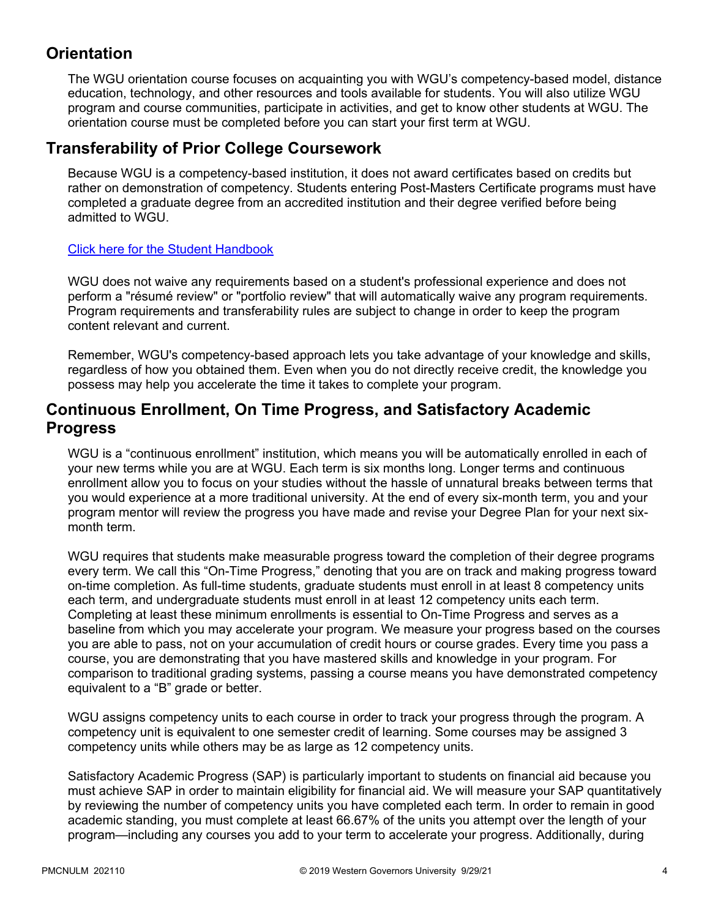## Orientation

The WGU orientation course focuses on acquainting you with WGU's competency-based model, distance education, technology, and other resources and tools available for students. You will also utilize WGU program and course communities, participate in activities, and get to know other students at WGU. The orientation course must be completed before you can start your first term at WGU.

## Transferability of Prior College Coursework

Because WGU is a competency-based institution, it does not award certificates based on credits but rather on demonstration of competency. Students entering Post-Masters Certificate programs must have completed a graduate degree from an accredited institution and their degree verified before being admitted to WGU.

[Click here for the Student Handbook]

WGU does not waive any requirements based on a student's professional experience and does not perform a "résumé review" or "portfolio review" that will automatically waive any program requirements. Program requirements and transferability rules are subject to change in order to keep the program content relevant and current.

Remember, WGU's competency-based approach lets you take advantage of your knowledge and skills, regardless of how you obtained them. Even when you do not directly receive credit, the knowledge you possess may help you accelerate the time it takes to complete your program.

## Continuous Enrollment, On Time Progress, and Satisfactory Academic Progress

WGU is a "continuous enrollment" institution, which means you will be automatically enrolled in each of your new terms while you are at WGU. Each term is six months long. Longer terms and continuous enrollment allow you to focus on your studies without the hassle of unnatural breaks between terms that you would experience at a more traditional university. At the end of every six-month term, you and your program mentor will review the progress you have made and revise your Degree Plan for your next six-month term.

WGU requires that students make measurable progress toward the completion of their degree programs every term. We call this "On-Time Progress," denoting that you are on track and making progress toward on-time completion. As full-time students, graduate students must enroll in at least 8 competency units each term, and undergraduate students must enroll in at least 12 competency units each term. Completing at least these minimum enrollments is essential to On-Time Progress and serves as a baseline from which you may accelerate your program. We measure your progress based on the courses you are able to pass, not on your accumulation of credit hours or course grades. Every time you pass a course, you are demonstrating that you have mastered skills and knowledge in your program. For comparison to traditional grading systems, passing a course means you have demonstrated competency equivalent to a "B" grade or better.

WGU assigns competency units to each course in order to track your progress through the program. A competency unit is equivalent to one semester credit of learning. Some courses may be assigned 3 competency units while others may be as large as 12 competency units.

Satisfactory Academic Progress (SAP) is particularly important to students on financial aid because you must achieve SAP in order to maintain eligibility for financial aid. We will measure your SAP quantitatively by reviewing the number of competency units you have completed each term. In order to remain in good academic standing, you must complete at least 66.67% of the units you attempt over the length of your program—including any courses you add to your term to accelerate your progress. Additionally, during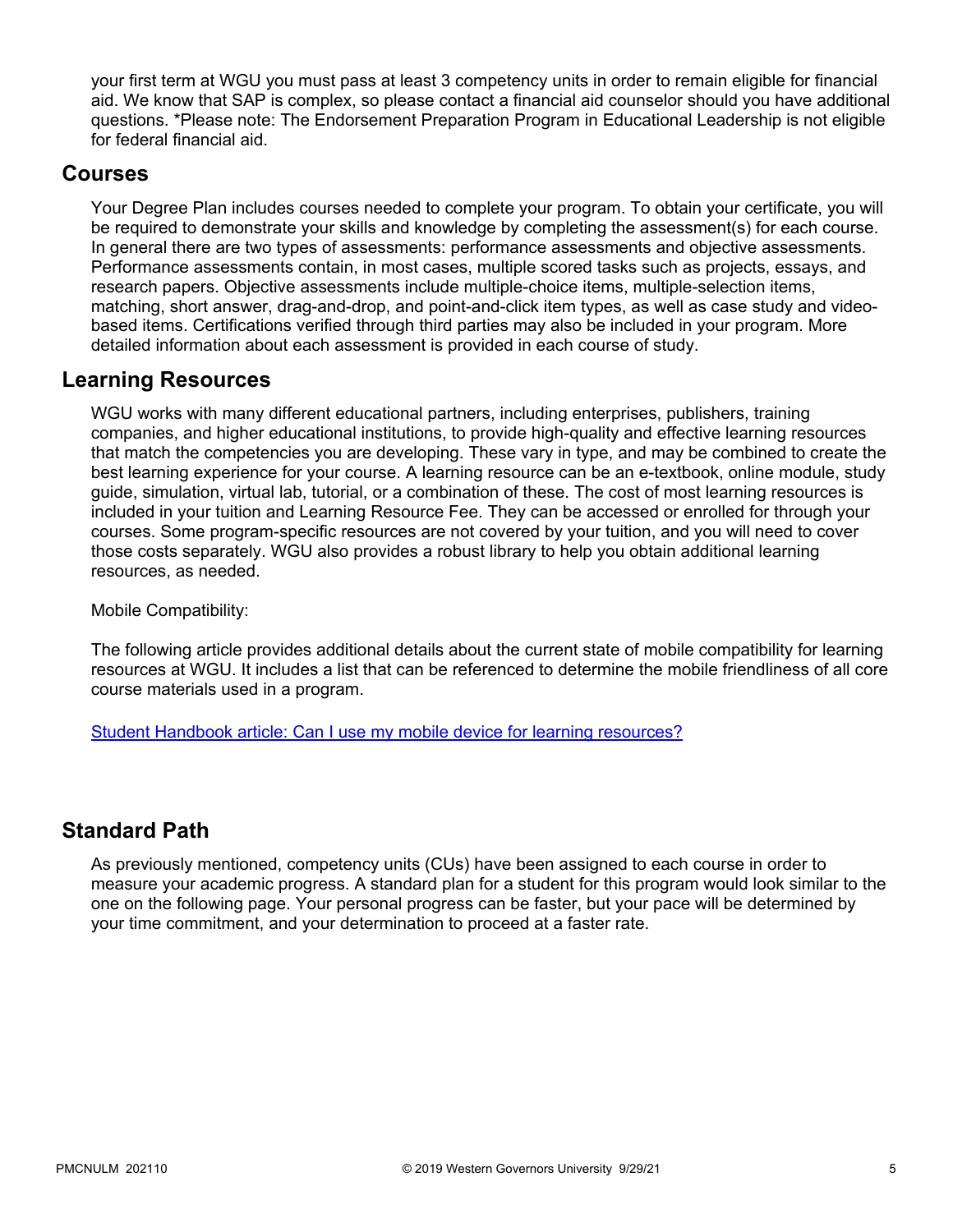your first term at WGU you must pass at least 3 competency units in order to remain eligible for financial aid. We know that SAP is complex, so please contact a financial aid counselor should you have additional questions. *Please note: The Endorsement Preparation Program in Educational Leadership is not eligible for federal financial aid.

## Courses

Your Degree Plan includes courses needed to complete your program. To obtain your certificate, you will be required to demonstrate your skills and knowledge by completing the assessment(s) for each course. In general there are two types of assessments: performance assessments and objective assessments. Performance assessments contain, in most cases, multiple scored tasks such as projects, essays, and research papers. Objective assessments include multiple-choice items, multiple-selection items, matching, short answer, drag-and-drop, and point-and-click item types, as well as case study and video-based items. Certifications verified through third parties may also be included in your program. More detailed information about each assessment is provided in each course of study.

## Learning Resources

WGU works with many different educational partners, including enterprises, publishers, training companies, and higher educational institutions, to provide high-quality and effective learning resources that match the competencies you are developing. These vary in type, and may be combined to create the best learning experience for your course. A learning resource can be an e-textbook, online module, study guide, simulation, virtual lab, tutorial, or a combination of these. The cost of most learning resources is included in your tuition and Learning Resource Fee. They can be accessed or enrolled for through your courses. Some program-specific resources are not covered by your tuition, and you will need to cover those costs separately. WGU also provides a robust library to help you obtain additional learning resources, as needed.

Mobile Compatibility:

The following article provides additional details about the current state of mobile compatibility for learning resources at WGU. It includes a list that can be referenced to determine the mobile friendliness of all core course materials used in a program.

Student Handbook article: Can I use my mobile device for learning resources?

## Standard Path

As previously mentioned, competency units (CUs) have been assigned to each course in order to measure your academic progress. A standard plan for a student for this program would look similar to the one on the following page. Your personal progress can be faster, but your pace will be determined by your time commitment, and your determination to proceed at a faster rate.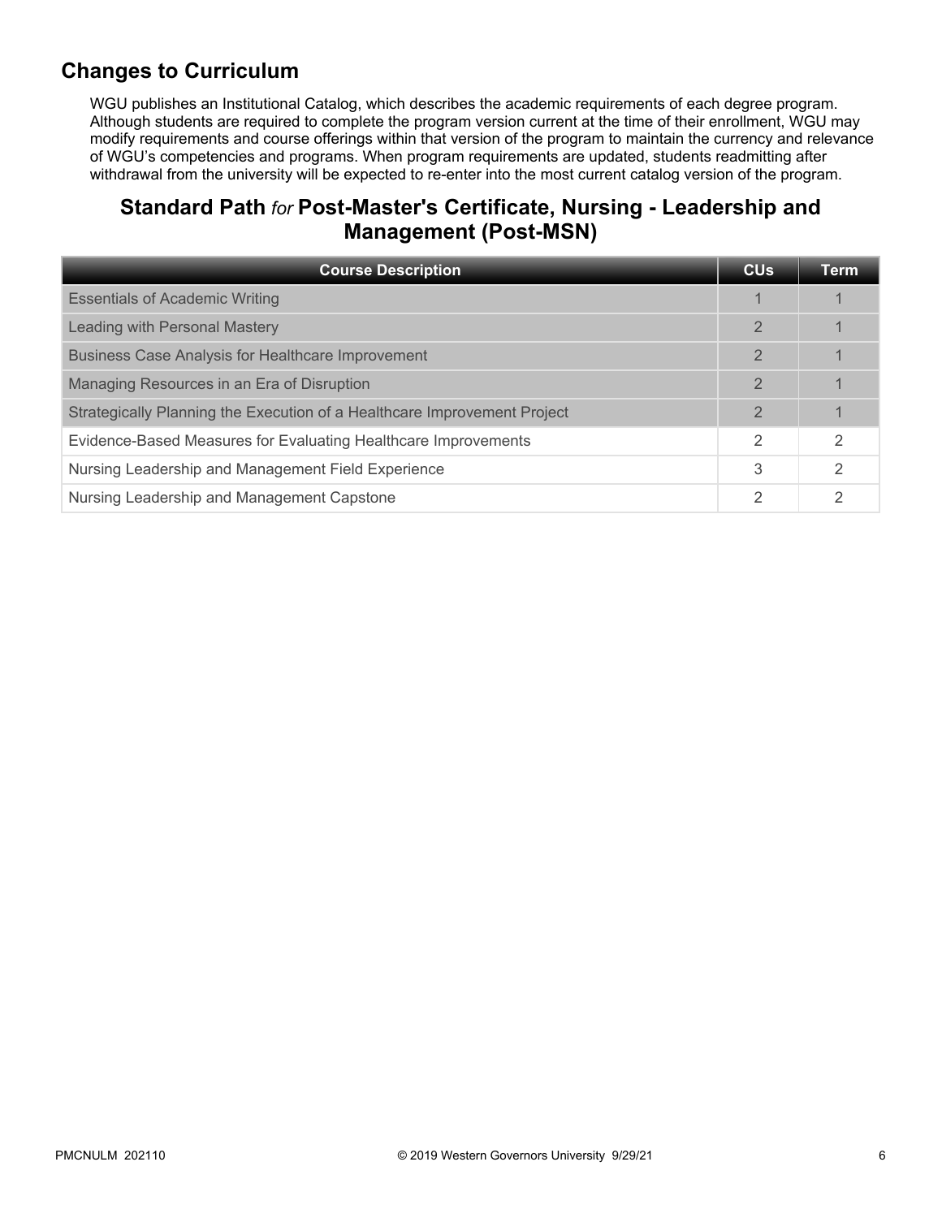## Changes to Curriculum

WGU publishes an Institutional Catalog, which describes the academic requirements of each degree program. Although students are required to complete the program version current at the time of their enrollment, WGU may modify requirements and course offerings within that version of the program to maintain the currency and relevance of WGU's competencies and programs. When program requirements are updated, students readmitting after withdrawal from the university will be expected to re-enter into the most current catalog version of the program.

## Standard Path *for* Post-Master's Certificate, Nursing - Leadership and Management (Post-MSN)

| Course Description | CUs | Term |
|---|---|---|
| Essentials of Academic Writing | 1 | 1 |
| Leading with Personal Mastery | 2 | 1 |
| Business Case Analysis for Healthcare Improvement | 2 | 1 |
| Managing Resources in an Era of Disruption | 2 | 1 |
| Strategically Planning the Execution of a Healthcare Improvement Project | 2 | 1 |
| Evidence-Based Measures for Evaluating Healthcare Improvements | 2 | 2 |
| Nursing Leadership and Management Field Experience | 3 | 2 |
| Nursing Leadership and Management Capstone | 2 | 2 |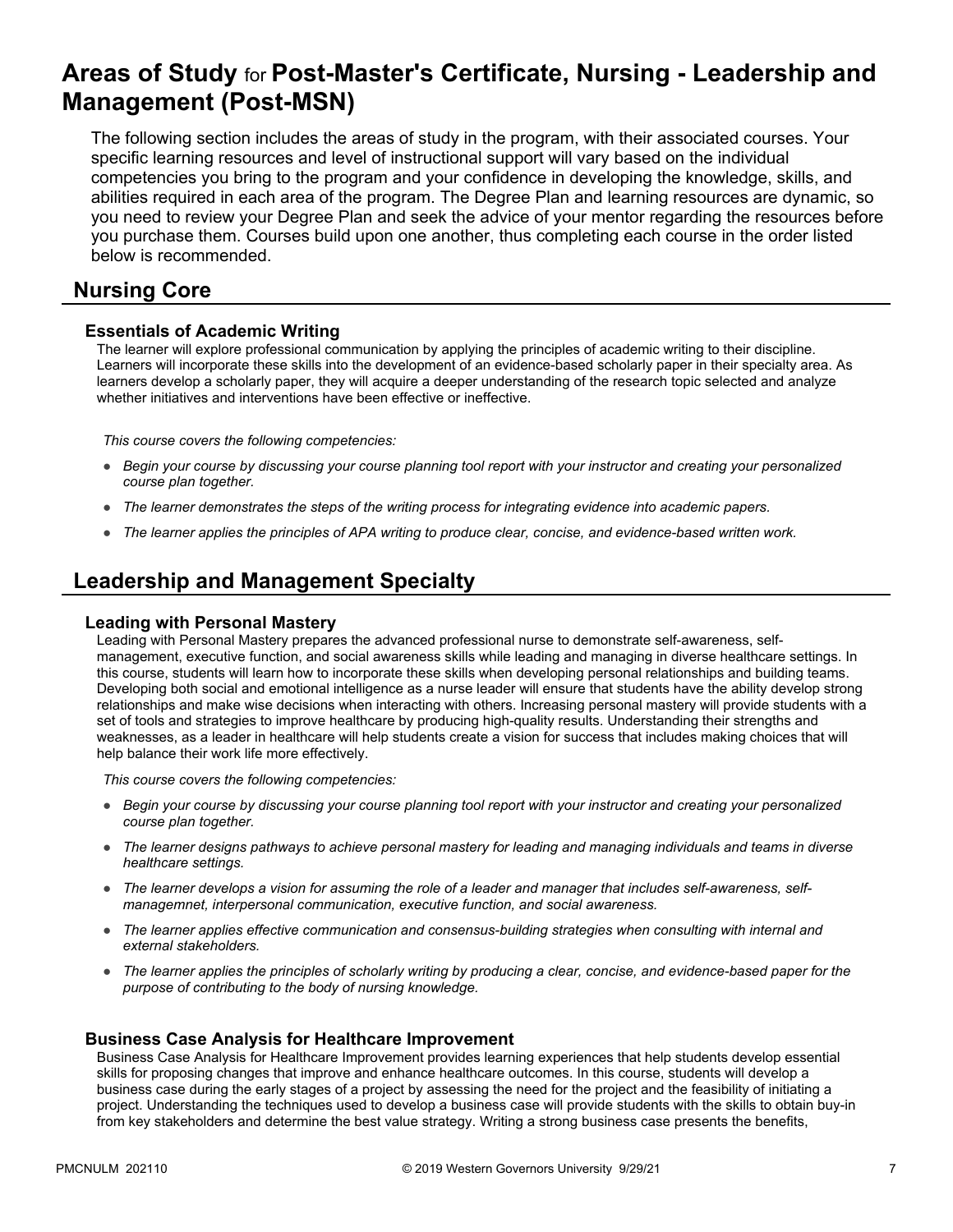# Areas of Study for Post-Master's Certificate, Nursing - Leadership and Management (Post-MSN)

The following section includes the areas of study in the program, with their associated courses. Your specific learning resources and level of instructional support will vary based on the individual competencies you bring to the program and your confidence in developing the knowledge, skills, and abilities required in each area of the program. The Degree Plan and learning resources are dynamic, so you need to review your Degree Plan and seek the advice of your mentor regarding the resources before you purchase them. Courses build upon one another, thus completing each course in the order listed below is recommended.

## Nursing Core

### Essentials of Academic Writing

The learner will explore professional communication by applying the principles of academic writing to their discipline. Learners will incorporate these skills into the development of an evidence-based scholarly paper in their specialty area. As learners develop a scholarly paper, they will acquire a deeper understanding of the research topic selected and analyze whether initiatives and interventions have been effective or ineffective.

*This course covers the following competencies:*

- *Begin your course by discussing your course planning tool report with your instructor and creating your personalized course plan together.*
- *The learner demonstrates the steps of the writing process for integrating evidence into academic papers.*
- *The learner applies the principles of APA writing to produce clear, concise, and evidence-based written work.*

## Leadership and Management Specialty

### Leading with Personal Mastery

Leading with Personal Mastery prepares the advanced professional nurse to demonstrate self-awareness, self-management, executive function, and social awareness skills while leading and managing in diverse healthcare settings. In this course, students will learn how to incorporate these skills when developing personal relationships and building teams. Developing both social and emotional intelligence as a nurse leader will ensure that students have the ability develop strong relationships and make wise decisions when interacting with others. Increasing personal mastery will provide students with a set of tools and strategies to improve healthcare by producing high-quality results. Understanding their strengths and weaknesses, as a leader in healthcare will help students create a vision for success that includes making choices that will help balance their work life more effectively.

*This course covers the following competencies:*

- *Begin your course by discussing your course planning tool report with your instructor and creating your personalized course plan together.*
- *The learner designs pathways to achieve personal mastery for leading and managing individuals and teams in diverse healthcare settings.*
- *The learner develops a vision for assuming the role of a leader and manager that includes self-awareness, self-managemnet, interpersonal communication, executive function, and social awareness.*
- *The learner applies effective communication and consensus-building strategies when consulting with internal and external stakeholders.*
- *The learner applies the principles of scholarly writing by producing a clear, concise, and evidence-based paper for the purpose of contributing to the body of nursing knowledge.*

### Business Case Analysis for Healthcare Improvement

Business Case Analysis for Healthcare Improvement provides learning experiences that help students develop essential skills for proposing changes that improve and enhance healthcare outcomes. In this course, students will develop a business case during the early stages of a project by assessing the need for the project and the feasibility of initiating a project. Understanding the techniques used to develop a business case will provide students with the skills to obtain buy-in from key stakeholders and determine the best value strategy. Writing a strong business case presents the benefits,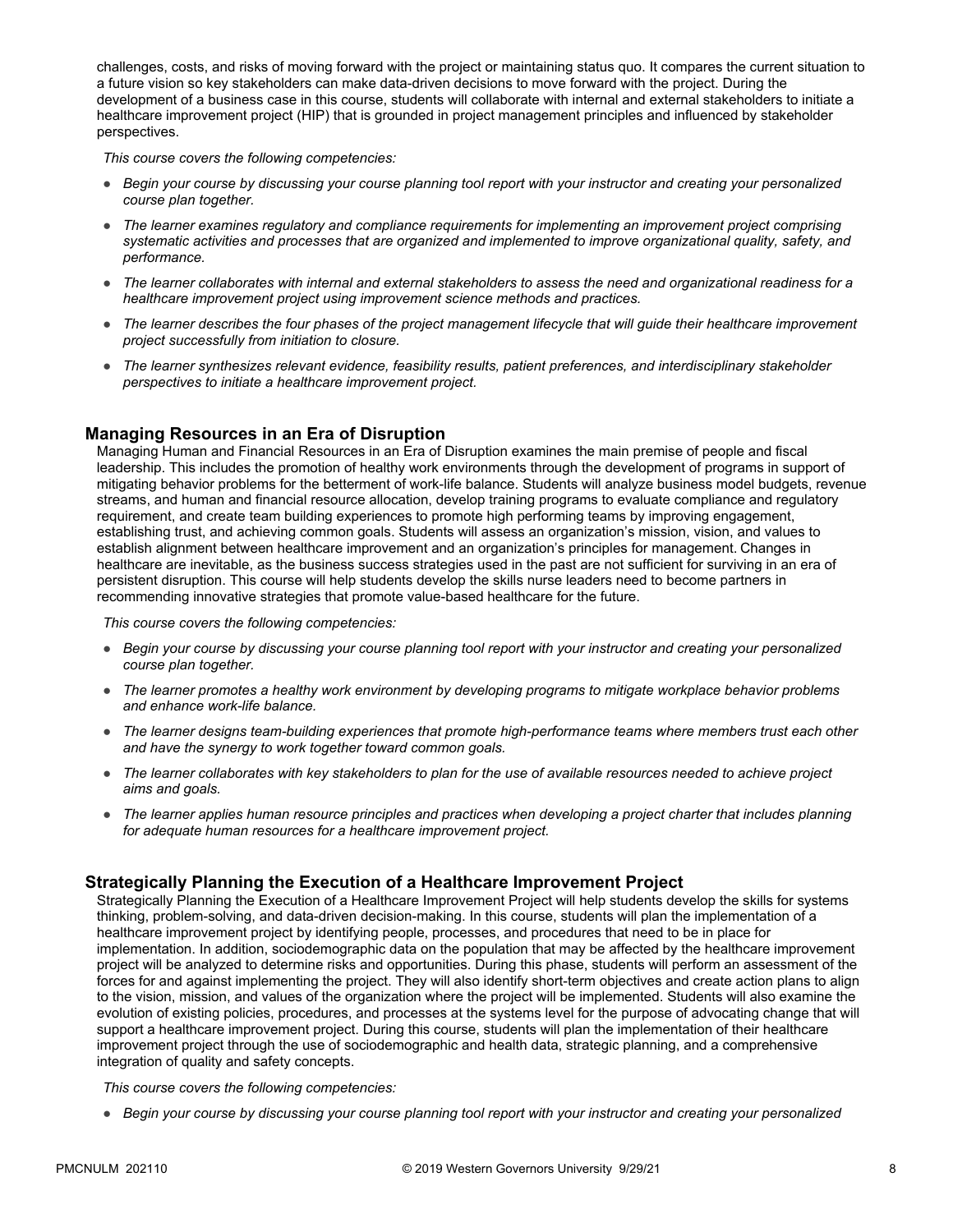challenges, costs, and risks of moving forward with the project or maintaining status quo. It compares the current situation to a future vision so key stakeholders can make data-driven decisions to move forward with the project. During the development of a business case in this course, students will collaborate with internal and external stakeholders to initiate a healthcare improvement project (HIP) that is grounded in project management principles and influenced by stakeholder perspectives.

*This course covers the following competencies:*

- *Begin your course by discussing your course planning tool report with your instructor and creating your personalized course plan together.*
- *The learner examines regulatory and compliance requirements for implementing an improvement project comprising systematic activities and processes that are organized and implemented to improve organizational quality, safety, and performance.*
- *The learner collaborates with internal and external stakeholders to assess the need and organizational readiness for a healthcare improvement project using improvement science methods and practices.*
- *The learner describes the four phases of the project management lifecycle that will guide their healthcare improvement project successfully from initiation to closure.*
- *The learner synthesizes relevant evidence, feasibility results, patient preferences, and interdisciplinary stakeholder perspectives to initiate a healthcare improvement project.*

### Managing Resources in an Era of Disruption

Managing Human and Financial Resources in an Era of Disruption examines the main premise of people and fiscal leadership. This includes the promotion of healthy work environments through the development of programs in support of mitigating behavior problems for the betterment of work-life balance. Students will analyze business model budgets, revenue streams, and human and financial resource allocation, develop training programs to evaluate compliance and regulatory requirement, and create team building experiences to promote high performing teams by improving engagement, establishing trust, and achieving common goals. Students will assess an organization's mission, vision, and values to establish alignment between healthcare improvement and an organization's principles for management. Changes in healthcare are inevitable, as the business success strategies used in the past are not sufficient for surviving in an era of persistent disruption. This course will help students develop the skills nurse leaders need to become partners in recommending innovative strategies that promote value-based healthcare for the future.

*This course covers the following competencies:*

- *Begin your course by discussing your course planning tool report with your instructor and creating your personalized course plan together.*
- *The learner promotes a healthy work environment by developing programs to mitigate workplace behavior problems and enhance work-life balance.*
- *The learner designs team-building experiences that promote high-performance teams where members trust each other and have the synergy to work together toward common goals.*
- *The learner collaborates with key stakeholders to plan for the use of available resources needed to achieve project aims and goals.*
- *The learner applies human resource principles and practices when developing a project charter that includes planning for adequate human resources for a healthcare improvement project.*

### Strategically Planning the Execution of a Healthcare Improvement Project

Strategically Planning the Execution of a Healthcare Improvement Project will help students develop the skills for systems thinking, problem-solving, and data-driven decision-making. In this course, students will plan the implementation of a healthcare improvement project by identifying people, processes, and procedures that need to be in place for implementation. In addition, sociodemographic data on the population that may be affected by the healthcare improvement project will be analyzed to determine risks and opportunities. During this phase, students will perform an assessment of the forces for and against implementing the project. They will also identify short-term objectives and create action plans to align to the vision, mission, and values of the organization where the project will be implemented. Students will also examine the evolution of existing policies, procedures, and processes at the systems level for the purpose of advocating change that will support a healthcare improvement project. During this course, students will plan the implementation of their healthcare improvement project through the use of sociodemographic and health data, strategic planning, and a comprehensive integration of quality and safety concepts.

*This course covers the following competencies:*

- *Begin your course by discussing your course planning tool report with your instructor and creating your personalized*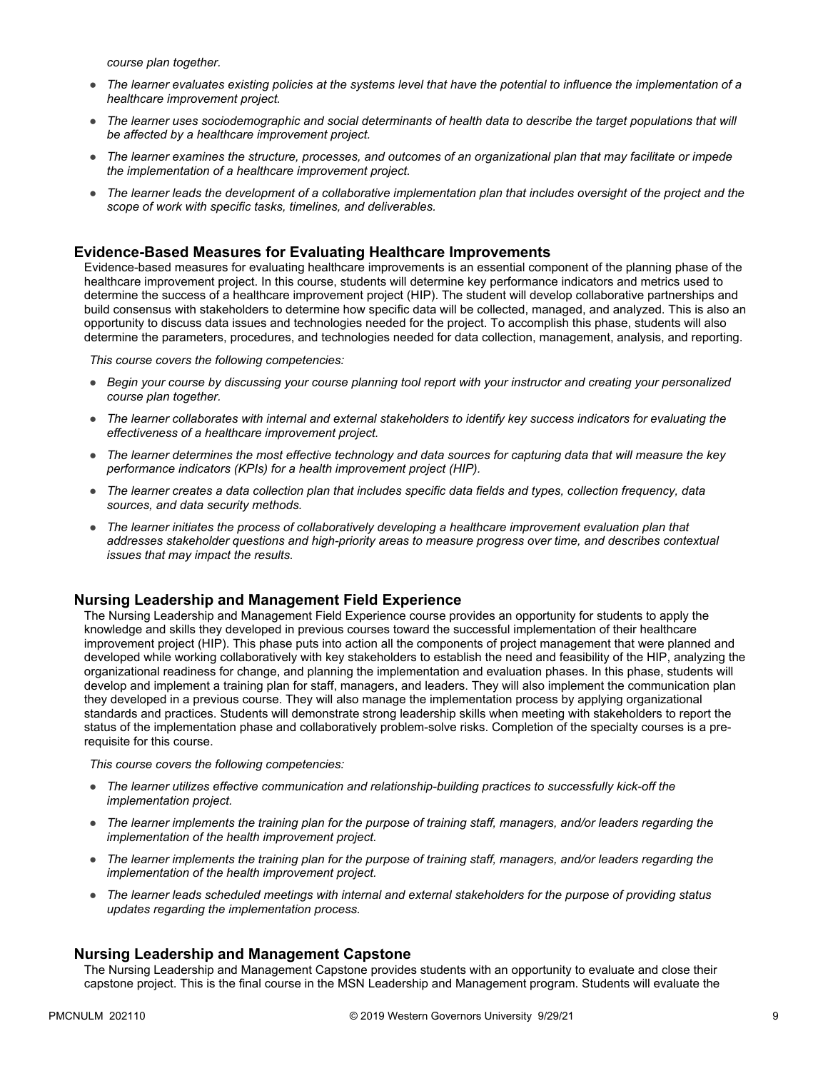*course plan together.*

- *The learner evaluates existing policies at the systems level that have the potential to influence the implementation of a healthcare improvement project.*
- *The learner uses sociodemographic and social determinants of health data to describe the target populations that will be affected by a healthcare improvement project.*
- *The learner examines the structure, processes, and outcomes of an organizational plan that may facilitate or impede the implementation of a healthcare improvement project.*
- *The learner leads the development of a collaborative implementation plan that includes oversight of the project and the scope of work with specific tasks, timelines, and deliverables.*

### Evidence-Based Measures for Evaluating Healthcare Improvements

Evidence-based measures for evaluating healthcare improvements is an essential component of the planning phase of the healthcare improvement project. In this course, students will determine key performance indicators and metrics used to determine the success of a healthcare improvement project (HIP). The student will develop collaborative partnerships and build consensus with stakeholders to determine how specific data will be collected, managed, and analyzed. This is also an opportunity to discuss data issues and technologies needed for the project. To accomplish this phase, students will also determine the parameters, procedures, and technologies needed for data collection, management, analysis, and reporting.

*This course covers the following competencies:*

- *Begin your course by discussing your course planning tool report with your instructor and creating your personalized course plan together.*
- *The learner collaborates with internal and external stakeholders to identify key success indicators for evaluating the effectiveness of a healthcare improvement project.*
- *The learner determines the most effective technology and data sources for capturing data that will measure the key performance indicators (KPIs) for a health improvement project (HIP).*
- *The learner creates a data collection plan that includes specific data fields and types, collection frequency, data sources, and data security methods.*
- *The learner initiates the process of collaboratively developing a healthcare improvement evaluation plan that addresses stakeholder questions and high-priority areas to measure progress over time, and describes contextual issues that may impact the results.*

### Nursing Leadership and Management Field Experience

The Nursing Leadership and Management Field Experience course provides an opportunity for students to apply the knowledge and skills they developed in previous courses toward the successful implementation of their healthcare improvement project (HIP). This phase puts into action all the components of project management that were planned and developed while working collaboratively with key stakeholders to establish the need and feasibility of the HIP, analyzing the organizational readiness for change, and planning the implementation and evaluation phases. In this phase, students will develop and implement a training plan for staff, managers, and leaders. They will also implement the communication plan they developed in a previous course. They will also manage the implementation process by applying organizational standards and practices. Students will demonstrate strong leadership skills when meeting with stakeholders to report the status of the implementation phase and collaboratively problem-solve risks. Completion of the specialty courses is a pre-requisite for this course.

*This course covers the following competencies:*

- *The learner utilizes effective communication and relationship-building practices to successfully kick-off the implementation project.*
- *The learner implements the training plan for the purpose of training staff, managers, and/or leaders regarding the implementation of the health improvement project.*
- *The learner implements the training plan for the purpose of training staff, managers, and/or leaders regarding the implementation of the health improvement project.*
- *The learner leads scheduled meetings with internal and external stakeholders for the purpose of providing status updates regarding the implementation process.*

### Nursing Leadership and Management Capstone

The Nursing Leadership and Management Capstone provides students with an opportunity to evaluate and close their capstone project. This is the final course in the MSN Leadership and Management program. Students will evaluate the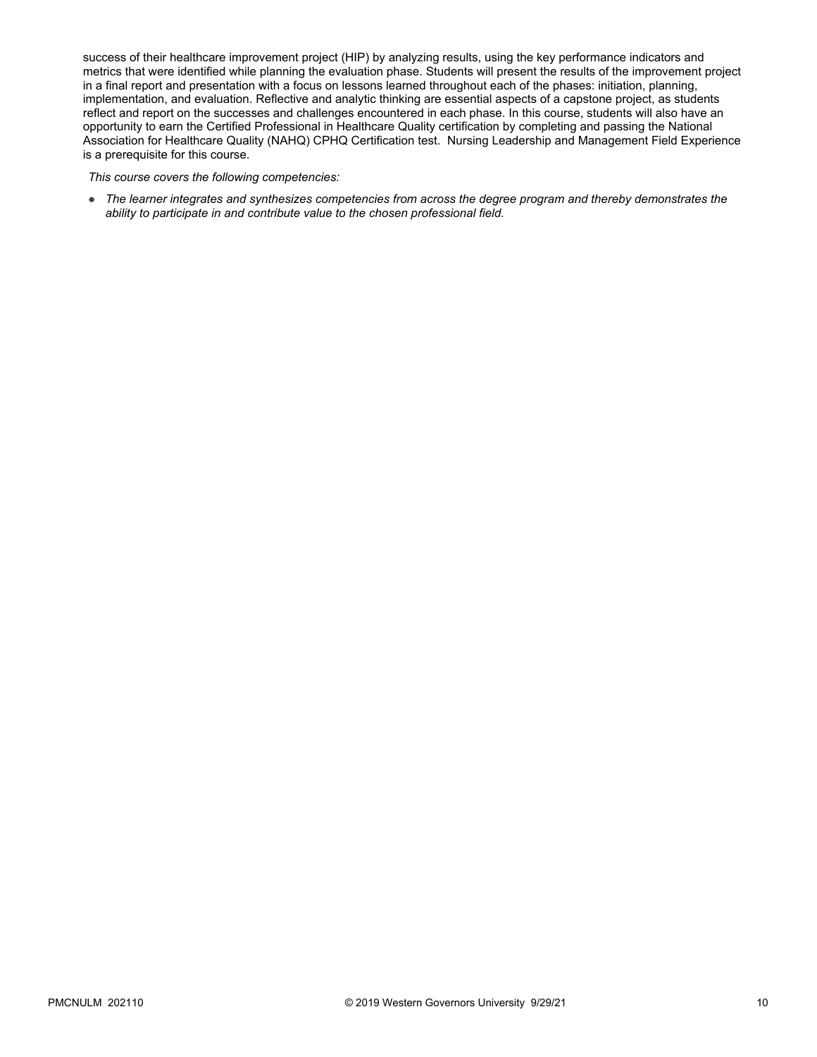success of their healthcare improvement project (HIP) by analyzing results, using the key performance indicators and metrics that were identified while planning the evaluation phase. Students will present the results of the improvement project in a final report and presentation with a focus on lessons learned throughout each of the phases: initiation, planning, implementation, and evaluation. Reflective and analytic thinking are essential aspects of a capstone project, as students reflect and report on the successes and challenges encountered in each phase. In this course, students will also have an opportunity to earn the Certified Professional in Healthcare Quality certification by completing and passing the National Association for Healthcare Quality (NAHQ) CPHQ Certification test. Nursing Leadership and Management Field Experience is a prerequisite for this course.

*This course covers the following competencies:*

- *The learner integrates and synthesizes competencies from across the degree program and thereby demonstrates the ability to participate in and contribute value to the chosen professional field.*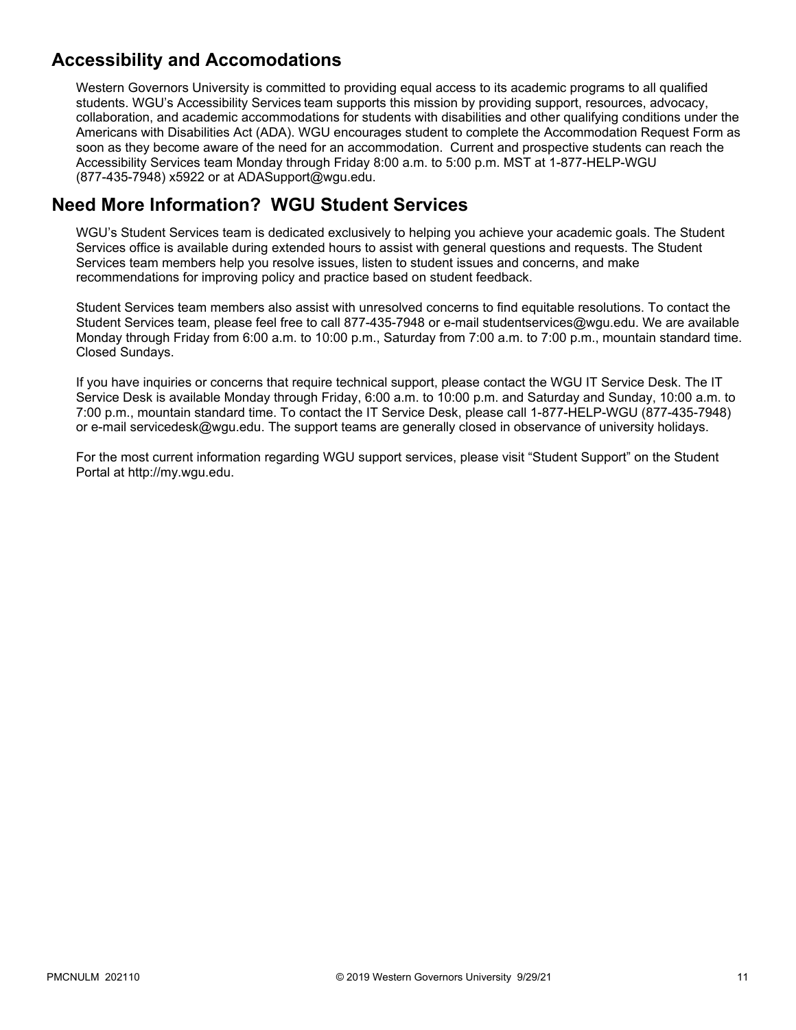## Accessibility and Accomodations

Western Governors University is committed to providing equal access to its academic programs to all qualified students. WGU's Accessibility Services team supports this mission by providing support, resources, advocacy, collaboration, and academic accommodations for students with disabilities and other qualifying conditions under the Americans with Disabilities Act (ADA). WGU encourages student to complete the Accommodation Request Form as soon as they become aware of the need for an accommodation. Current and prospective students can reach the Accessibility Services team Monday through Friday 8:00 a.m. to 5:00 p.m. MST at 1-877-HELP-WGU (877-435-7948) x5922 or at ADASupport@wgu.edu.

## Need More Information? WGU Student Services

WGU's Student Services team is dedicated exclusively to helping you achieve your academic goals. The Student Services office is available during extended hours to assist with general questions and requests. The Student Services team members help you resolve issues, listen to student issues and concerns, and make recommendations for improving policy and practice based on student feedback.

Student Services team members also assist with unresolved concerns to find equitable resolutions. To contact the Student Services team, please feel free to call 877-435-7948 or e-mail studentservices@wgu.edu. We are available Monday through Friday from 6:00 a.m. to 10:00 p.m., Saturday from 7:00 a.m. to 7:00 p.m., mountain standard time. Closed Sundays.

If you have inquiries or concerns that require technical support, please contact the WGU IT Service Desk. The IT Service Desk is available Monday through Friday, 6:00 a.m. to 10:00 p.m. and Saturday and Sunday, 10:00 a.m. to 7:00 p.m., mountain standard time. To contact the IT Service Desk, please call 1-877-HELP-WGU (877-435-7948) or e-mail servicedesk@wgu.edu. The support teams are generally closed in observance of university holidays.

For the most current information regarding WGU support services, please visit "Student Support" on the Student Portal at http://my.wgu.edu.